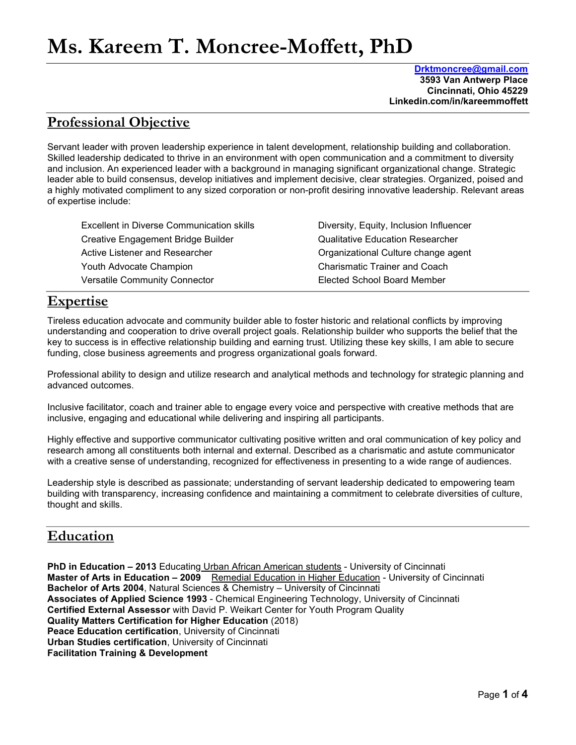# Ms. Kareem T. Moncree-Moffett, PhD

**Drktmoncree@gmail.com**
**3593 Van Antwerp Place**
**Cincinnati, Ohio 45229**
**Linkedin.com/in/kareemmoffett**

## Professional Objective

Servant leader with proven leadership experience in talent development, relationship building and collaboration. Skilled leadership dedicated to thrive in an environment with open communication and a commitment to diversity and inclusion. An experienced leader with a background in managing significant organizational change. Strategic leader able to build consensus, develop initiatives and implement decisive, clear strategies. Organized, poised and a highly motivated compliment to any sized corporation or non-profit desiring innovative leadership. Relevant areas of expertise include:

- Excellent in Diverse Communication skills
- Creative Engagement Bridge Builder
- Active Listener and Researcher
- Youth Advocate Champion
- Versatile Community Connector
- Diversity, Equity, Inclusion Influencer
- Qualitative Education Researcher
- Organizational Culture change agent
- Charismatic Trainer and Coach
- Elected School Board Member

## Expertise

Tireless education advocate and community builder able to foster historic and relational conflicts by improving understanding and cooperation to drive overall project goals. Relationship builder who supports the belief that the key to success is in effective relationship building and earning trust. Utilizing these key skills, I am able to secure funding, close business agreements and progress organizational goals forward.

Professional ability to design and utilize research and analytical methods and technology for strategic planning and advanced outcomes.

Inclusive facilitator, coach and trainer able to engage every voice and perspective with creative methods that are inclusive, engaging and educational while delivering and inspiring all participants.

Highly effective and supportive communicator cultivating positive written and oral communication of key policy and research among all constituents both internal and external. Described as a charismatic and astute communicator with a creative sense of understanding, recognized for effectiveness in presenting to a wide range of audiences.

Leadership style is described as passionate; understanding of servant leadership dedicated to empowering team building with transparency, increasing confidence and maintaining a commitment to celebrate diversities of culture, thought and skills.

## Education

**PhD in Education – 2013** Educating Urban African American students - University of Cincinnati
**Master of Arts in Education – 2009** Remedial Education in Higher Education - University of Cincinnati
**Bachelor of Arts 2004**, Natural Sciences & Chemistry – University of Cincinnati
**Associates of Applied Science 1993** - Chemical Engineering Technology, University of Cincinnati
**Certified External Assessor** with David P. Weikart Center for Youth Program Quality
**Quality Matters Certification for Higher Education** (2018)
**Peace Education certification**, University of Cincinnati
**Urban Studies certification**, University of Cincinnati
**Facilitation Training & Development**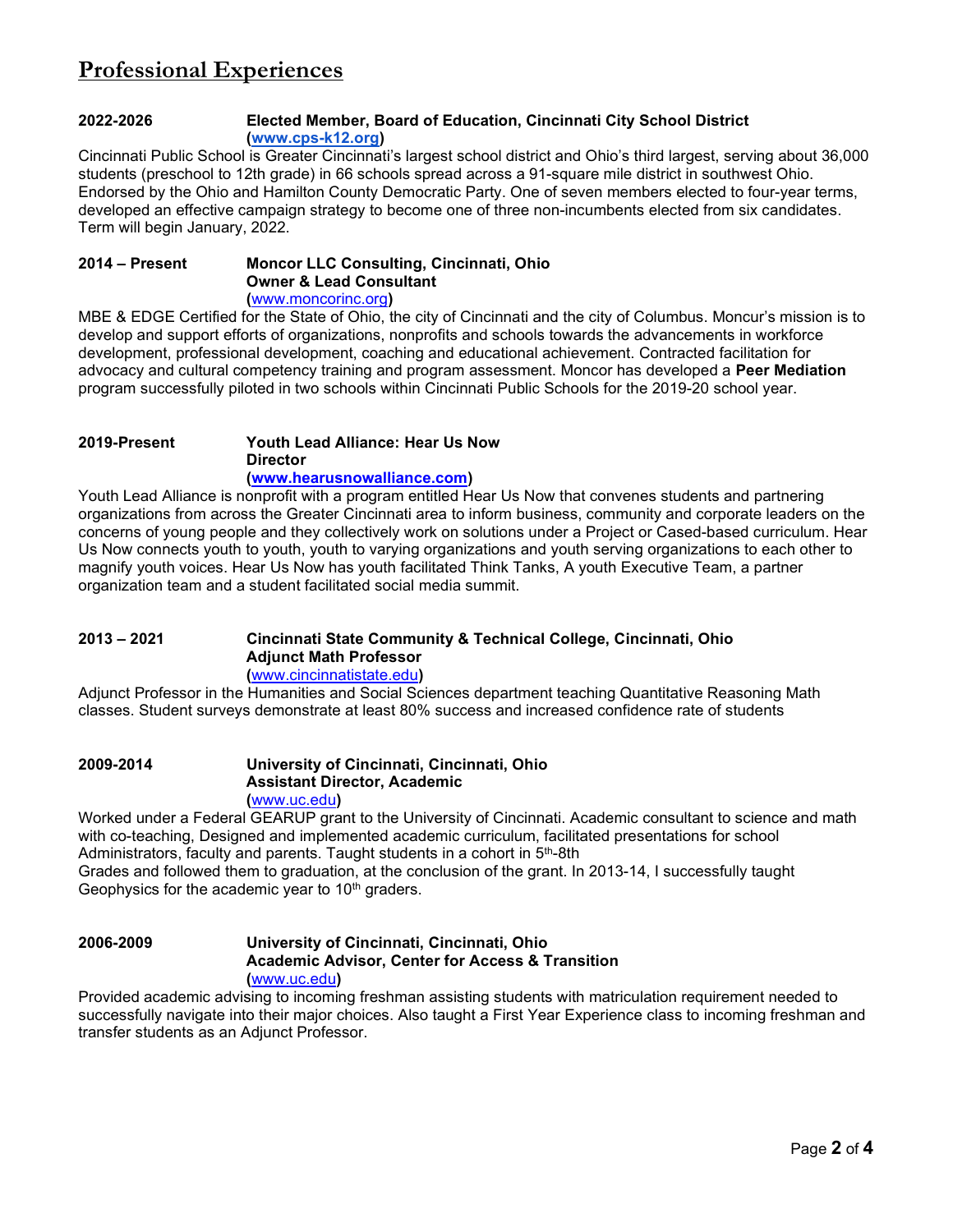# Professional Experiences

**2022-2026** **Elected Member, Board of Education, Cincinnati City School District**
**(www.cps-k12.org)**

Cincinnati Public School is Greater Cincinnati's largest school district and Ohio's third largest, serving about 36,000 students (preschool to 12th grade) in 66 schools spread across a 91-square mile district in southwest Ohio. Endorsed by the Ohio and Hamilton County Democratic Party. One of seven members elected to four-year terms, developed an effective campaign strategy to become one of three non-incumbents elected from six candidates. Term will begin January, 2022.

**2014 – Present** **Moncor LLC Consulting, Cincinnati, Ohio**
**Owner & Lead Consultant**
**(**www.moncorinc.org**)**

MBE & EDGE Certified for the State of Ohio, the city of Cincinnati and the city of Columbus. Moncur's mission is to develop and support efforts of organizations, nonprofits and schools towards the advancements in workforce development, professional development, coaching and educational achievement. Contracted facilitation for advocacy and cultural competency training and program assessment. Moncor has developed a **Peer Mediation** program successfully piloted in two schools within Cincinnati Public Schools for the 2019-20 school year.

**2019-Present** **Youth Lead Alliance: Hear Us Now**
**Director**
**(www.hearusnowalliance.com)**

Youth Lead Alliance is nonprofit with a program entitled Hear Us Now that convenes students and partnering organizations from across the Greater Cincinnati area to inform business, community and corporate leaders on the concerns of young people and they collectively work on solutions under a Project or Cased-based curriculum. Hear Us Now connects youth to youth, youth to varying organizations and youth serving organizations to each other to magnify youth voices. Hear Us Now has youth facilitated Think Tanks, A youth Executive Team, a partner organization team and a student facilitated social media summit.

**2013 – 2021** **Cincinnati State Community & Technical College, Cincinnati, Ohio**
**Adjunct Math Professor**
**(**www.cincinnatistate.edu**)**

Adjunct Professor in the Humanities and Social Sciences department teaching Quantitative Reasoning Math classes. Student surveys demonstrate at least 80% success and increased confidence rate of students

**2009-2014** **University of Cincinnati, Cincinnati, Ohio**
**Assistant Director, Academic**
**(**www.uc.edu**)**

Worked under a Federal GEARUP grant to the University of Cincinnati. Academic consultant to science and math with co-teaching, Designed and implemented academic curriculum, facilitated presentations for school Administrators, faculty and parents. Taught students in a cohort in 5th-8th
Grades and followed them to graduation, at the conclusion of the grant. In 2013-14, I successfully taught Geophysics for the academic year to 10th graders.

**2006-2009** **University of Cincinnati, Cincinnati, Ohio**
**Academic Advisor, Center for Access & Transition**
**(**www.uc.edu**)**

Provided academic advising to incoming freshman assisting students with matriculation requirement needed to successfully navigate into their major choices. Also taught a First Year Experience class to incoming freshman and transfer students as an Adjunct Professor.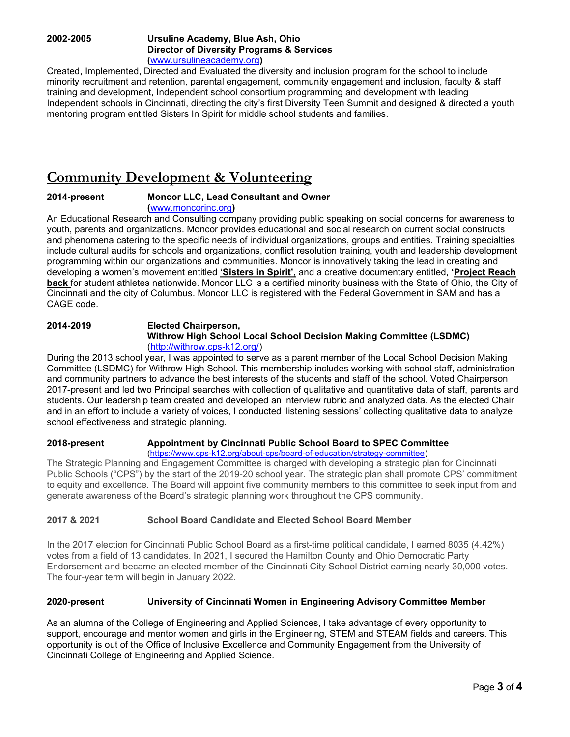**2002-2005** **Ursuline Academy, Blue Ash, Ohio**
**Director of Diversity Programs & Services**
**(**www.ursulineacademy.org**)**

Created, Implemented, Directed and Evaluated the diversity and inclusion program for the school to include minority recruitment and retention, parental engagement, community engagement and inclusion, faculty & staff training and development, Independent school consortium programming and development with leading Independent schools in Cincinnati, directing the city's first Diversity Teen Summit and designed & directed a youth mentoring program entitled Sisters In Spirit for middle school students and families.

## Community Development & Volunteering

**2014-present** **Moncor LLC, Lead Consultant and Owner**
**(**www.moncorinc.org**)**

An Educational Research and Consulting company providing public speaking on social concerns for awareness to youth, parents and organizations. Moncor provides educational and social research on current social constructs and phenomena catering to the specific needs of individual organizations, groups and entities. Training specialties include cultural audits for schools and organizations, conflict resolution training, youth and leadership development programming within our organizations and communities. Moncor is innovatively taking the lead in creating and developing a women's movement entitled **'Sisters in Spirit',** and a creative documentary entitled, **'Project Reach back** for student athletes nationwide. Moncor LLC is a certified minority business with the State of Ohio, the City of Cincinnati and the city of Columbus. Moncor LLC is registered with the Federal Government in SAM and has a CAGE code.

**2014-2019** **Elected Chairperson,**
**Withrow High School Local School Decision Making Committee (LSDMC)**
(http://withrow.cps-k12.org/)

During the 2013 school year, I was appointed to serve as a parent member of the Local School Decision Making Committee (LSDMC) for Withrow High School. This membership includes working with school staff, administration and community partners to advance the best interests of the students and staff of the school. Voted Chairperson 2017-present and led two Principal searches with collection of qualitative and quantitative data of staff, parents and students. Our leadership team created and developed an interview rubric and analyzed data. As the elected Chair and in an effort to include a variety of voices, I conducted 'listening sessions' collecting qualitative data to analyze school effectiveness and strategic planning.

**2018-present** **Appointment by Cincinnati Public School Board to SPEC Committee**
(https://www.cps-k12.org/about-cps/board-of-education/strategy-committee)

The Strategic Planning and Engagement Committee is charged with developing a strategic plan for Cincinnati Public Schools ("CPS") by the start of the 2019-20 school year. The strategic plan shall promote CPS' commitment to equity and excellence. The Board will appoint five community members to this committee to seek input from and generate awareness of the Board's strategic planning work throughout the CPS community.

**2017 & 2021** **School Board Candidate and Elected School Board Member**

In the 2017 election for Cincinnati Public School Board as a first-time political candidate, I earned 8035 (4.42%) votes from a field of 13 candidates. In 2021, I secured the Hamilton County and Ohio Democratic Party Endorsement and became an elected member of the Cincinnati City School District earning nearly 30,000 votes. The four-year term will begin in January 2022.

**2020-present** **University of Cincinnati Women in Engineering Advisory Committee Member**

As an alumna of the College of Engineering and Applied Sciences, I take advantage of every opportunity to support, encourage and mentor women and girls in the Engineering, STEM and STEAM fields and careers. This opportunity is out of the Office of Inclusive Excellence and Community Engagement from the University of Cincinnati College of Engineering and Applied Science.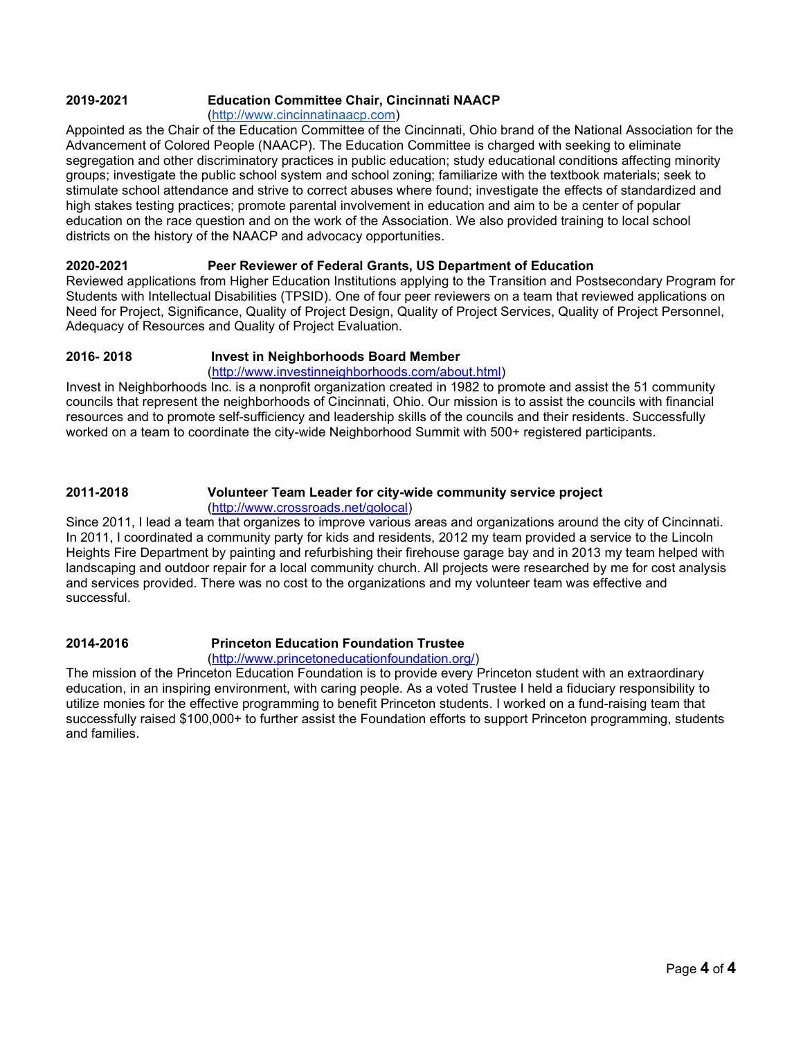**2019-2021 Education Committee Chair, Cincinnati NAACP**
(http://www.cincinnatinaacp.com)

Appointed as the Chair of the Education Committee of the Cincinnati, Ohio brand of the National Association for the Advancement of Colored People (NAACP). The Education Committee is charged with seeking to eliminate segregation and other discriminatory practices in public education; study educational conditions affecting minority groups; investigate the public school system and school zoning; familiarize with the textbook materials; seek to stimulate school attendance and strive to correct abuses where found; investigate the effects of standardized and high stakes testing practices; promote parental involvement in education and aim to be a center of popular education on the race question and on the work of the Association. We also provided training to local school districts on the history of the NAACP and advocacy opportunities.

**2020-2021 Peer Reviewer of Federal Grants, US Department of Education**

Reviewed applications from Higher Education Institutions applying to the Transition and Postsecondary Program for Students with Intellectual Disabilities (TPSID). One of four peer reviewers on a team that reviewed applications on Need for Project, Significance, Quality of Project Design, Quality of Project Services, Quality of Project Personnel, Adequacy of Resources and Quality of Project Evaluation.

**2016- 2018 Invest in Neighborhoods Board Member**
(http://www.investinneighborhoods.com/about.html)

Invest in Neighborhoods Inc. is a nonprofit organization created in 1982 to promote and assist the 51 community councils that represent the neighborhoods of Cincinnati, Ohio. Our mission is to assist the councils with financial resources and to promote self-sufficiency and leadership skills of the councils and their residents. Successfully worked on a team to coordinate the city-wide Neighborhood Summit with 500+ registered participants.

**2011-2018 Volunteer Team Leader for city-wide community service project**
(http://www.crossroads.net/golocal)

Since 2011, I lead a team that organizes to improve various areas and organizations around the city of Cincinnati. In 2011, I coordinated a community party for kids and residents, 2012 my team provided a service to the Lincoln Heights Fire Department by painting and refurbishing their firehouse garage bay and in 2013 my team helped with landscaping and outdoor repair for a local community church. All projects were researched by me for cost analysis and services provided. There was no cost to the organizations and my volunteer team was effective and successful.

**2014-2016 Princeton Education Foundation Trustee**
(http://www.princetoneducationfoundation.org/)

The mission of the Princeton Education Foundation is to provide every Princeton student with an extraordinary education, in an inspiring environment, with caring people. As a voted Trustee I held a fiduciary responsibility to utilize monies for the effective programming to benefit Princeton students. I worked on a fund-raising team that successfully raised $100,000+ to further assist the Foundation efforts to support Princeton programming, students and families.